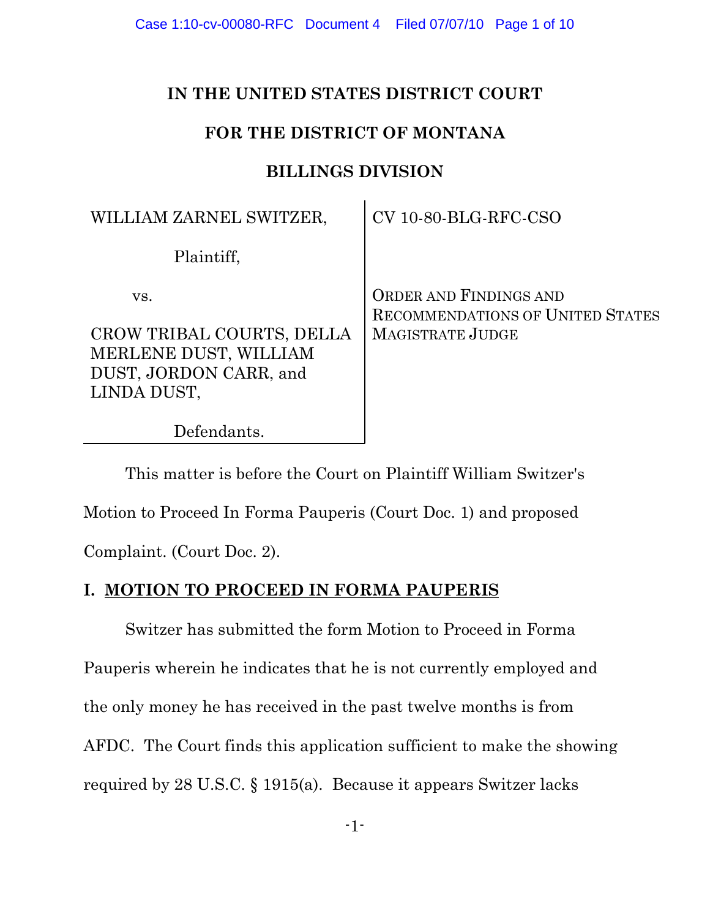**IN THE UNITED STATES DISTRICT COURT**

**FOR THE DISTRICT OF MONTANA**

**BILLINGS DIVISION**

| | |
|---|---|
| WILLIAM ZARNEL SWITZER,<br><br>Plaintiff,<br><br>vs.<br><br>CROW TRIBAL COURTS, DELLA MERLENE DUST, WILLIAM DUST, JORDON CARR, and LINDA DUST,<br><br>Defendants. | CV 10-80-BLG-RFC-CSO<br><br>ORDER AND FINDINGS AND RECOMMENDATIONS OF UNITED STATES MAGISTRATE JUDGE |

This matter is before the Court on Plaintiff William Switzer's Motion to Proceed In Forma Pauperis (Court Doc. 1) and proposed Complaint. (Court Doc. 2).

## I. MOTION TO PROCEED IN FORMA PAUPERIS

Switzer has submitted the form Motion to Proceed in Forma Pauperis wherein he indicates that he is not currently employed and the only money he has received in the past twelve months is from AFDC. The Court finds this application sufficient to make the showing required by 28 U.S.C. § 1915(a). Because it appears Switzer lacks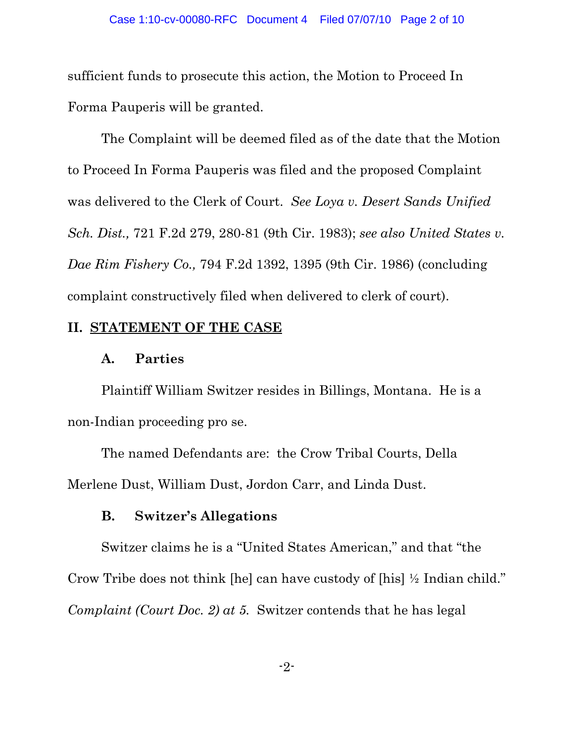sufficient funds to prosecute this action, the Motion to Proceed In Forma Pauperis will be granted.

The Complaint will be deemed filed as of the date that the Motion to Proceed In Forma Pauperis was filed and the proposed Complaint was delivered to the Clerk of Court. *See Loya v. Desert Sands Unified Sch. Dist.,* 721 F.2d 279, 280-81 (9th Cir. 1983); *see also United States v. Dae Rim Fishery Co.,* 794 F.2d 1392, 1395 (9th Cir. 1986) (concluding complaint constructively filed when delivered to clerk of court).

## II. STATEMENT OF THE CASE

### A. Parties

Plaintiff William Switzer resides in Billings, Montana. He is a non-Indian proceeding pro se.

The named Defendants are: the Crow Tribal Courts, Della Merlene Dust, William Dust, Jordon Carr, and Linda Dust.

### B. Switzer's Allegations

Switzer claims he is a "United States American," and that "the Crow Tribe does not think [he] can have custody of [his] ½ Indian child." *Complaint (Court Doc. 2) at 5.* Switzer contends that he has legal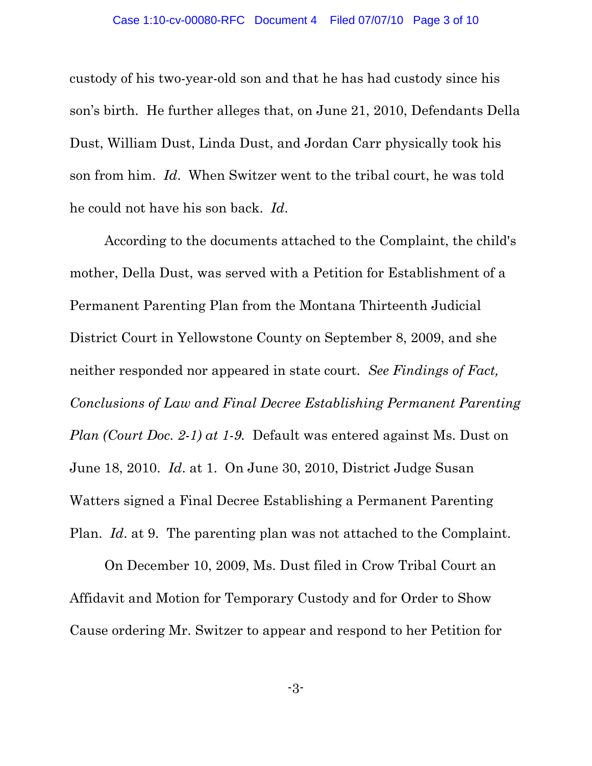custody of his two-year-old son and that he has had custody since his son's birth. He further alleges that, on June 21, 2010, Defendants Della Dust, William Dust, Linda Dust, and Jordan Carr physically took his son from him. *Id*. When Switzer went to the tribal court, he was told he could not have his son back. *Id*.

According to the documents attached to the Complaint, the child's mother, Della Dust, was served with a Petition for Establishment of a Permanent Parenting Plan from the Montana Thirteenth Judicial District Court in Yellowstone County on September 8, 2009, and she neither responded nor appeared in state court. *See Findings of Fact, Conclusions of Law and Final Decree Establishing Permanent Parenting Plan (Court Doc. 2-1) at 1-9*. Default was entered against Ms. Dust on June 18, 2010. *Id*. at 1. On June 30, 2010, District Judge Susan Watters signed a Final Decree Establishing a Permanent Parenting Plan. *Id*. at 9. The parenting plan was not attached to the Complaint.

On December 10, 2009, Ms. Dust filed in Crow Tribal Court an Affidavit and Motion for Temporary Custody and for Order to Show Cause ordering Mr. Switzer to appear and respond to her Petition for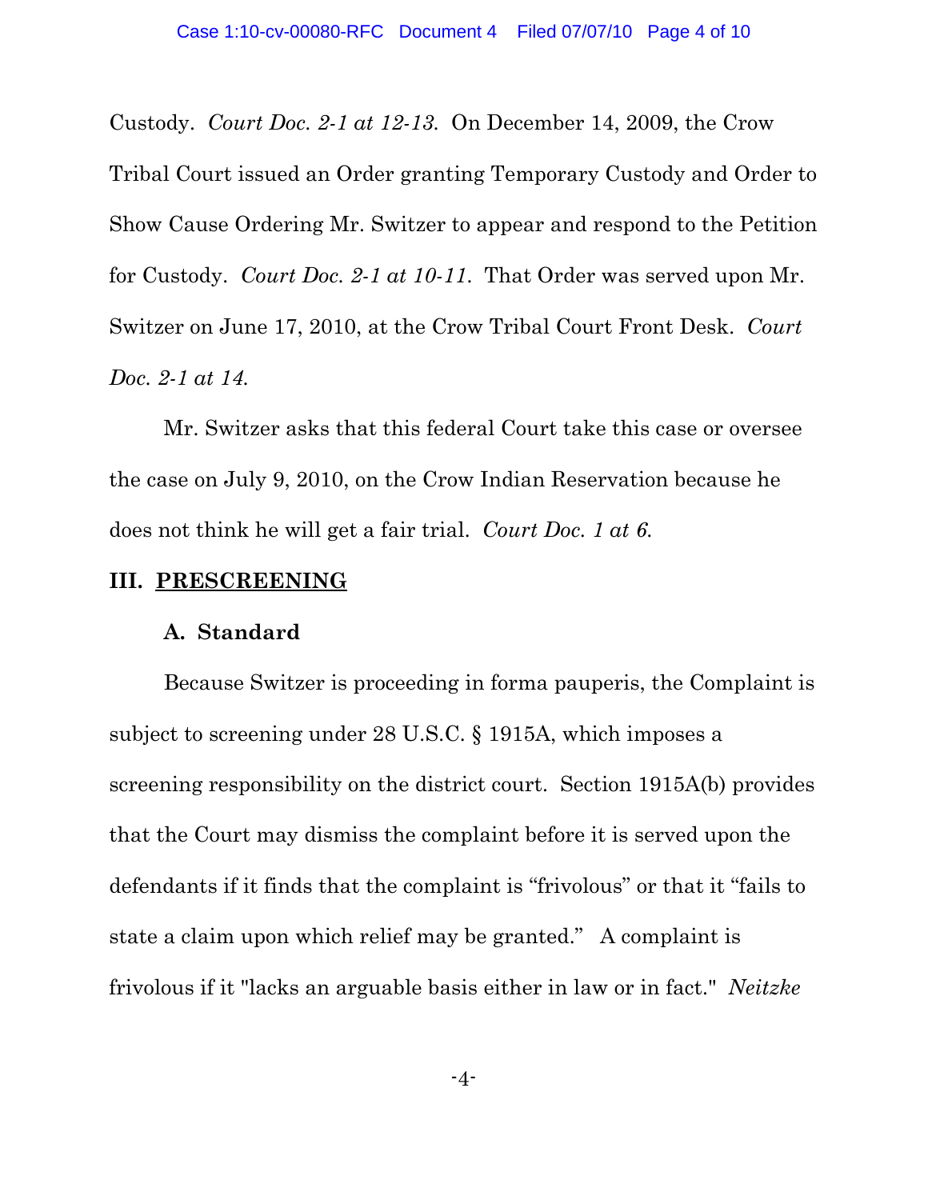Custody. *Court Doc. 2-1 at 12-13.* On December 14, 2009, the Crow Tribal Court issued an Order granting Temporary Custody and Order to Show Cause Ordering Mr. Switzer to appear and respond to the Petition for Custody. *Court Doc. 2-1 at 10-11.* That Order was served upon Mr. Switzer on June 17, 2010, at the Crow Tribal Court Front Desk. *Court Doc. 2-1 at 14.*

Mr. Switzer asks that this federal Court take this case or oversee the case on July 9, 2010, on the Crow Indian Reservation because he does not think he will get a fair trial. *Court Doc. 1 at 6.*

## III. PRESCREENING

### A. Standard

Because Switzer is proceeding in forma pauperis, the Complaint is subject to screening under 28 U.S.C. § 1915A, which imposes a screening responsibility on the district court. Section 1915A(b) provides that the Court may dismiss the complaint before it is served upon the defendants if it finds that the complaint is "frivolous" or that it "fails to state a claim upon which relief may be granted." A complaint is frivolous if it "lacks an arguable basis either in law or in fact." *Neitzke*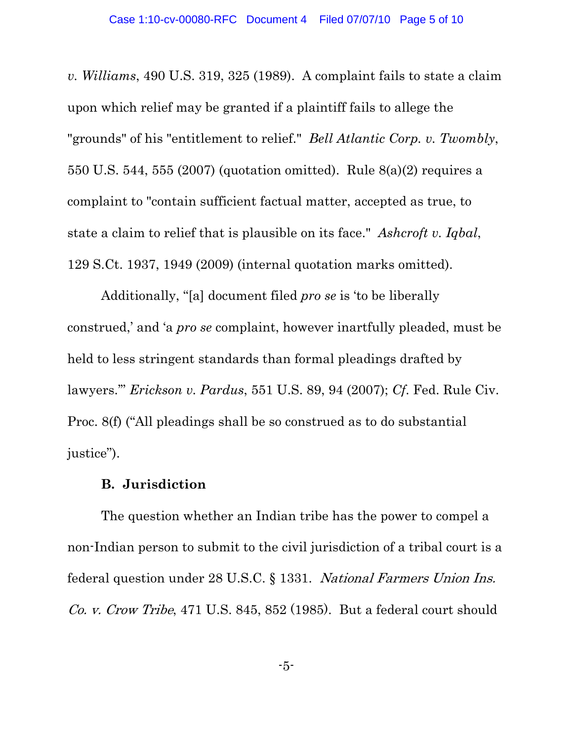*v. Williams*, 490 U.S. 319, 325 (1989). A complaint fails to state a claim upon which relief may be granted if a plaintiff fails to allege the "grounds" of his "entitlement to relief." *Bell Atlantic Corp. v. Twombly*, 550 U.S. 544, 555 (2007) (quotation omitted). Rule 8(a)(2) requires a complaint to "contain sufficient factual matter, accepted as true, to state a claim to relief that is plausible on its face." *Ashcroft v. Iqbal*, 129 S.Ct. 1937, 1949 (2009) (internal quotation marks omitted).

Additionally, "[a] document filed *pro se* is 'to be liberally construed,' and 'a *pro se* complaint, however inartfully pleaded, must be held to less stringent standards than formal pleadings drafted by lawyers.'" *Erickson v. Pardus*, 551 U.S. 89, 94 (2007); *Cf*. Fed. Rule Civ. Proc. 8(f) ("All pleadings shall be so construed as to do substantial justice").

**B. Jurisdiction**

The question whether an Indian tribe has the power to compel a non-Indian person to submit to the civil jurisdiction of a tribal court is a federal question under 28 U.S.C. § 1331. *National Farmers Union Ins. Co. v. Crow Tribe*, 471 U.S. 845, 852 (1985). But a federal court should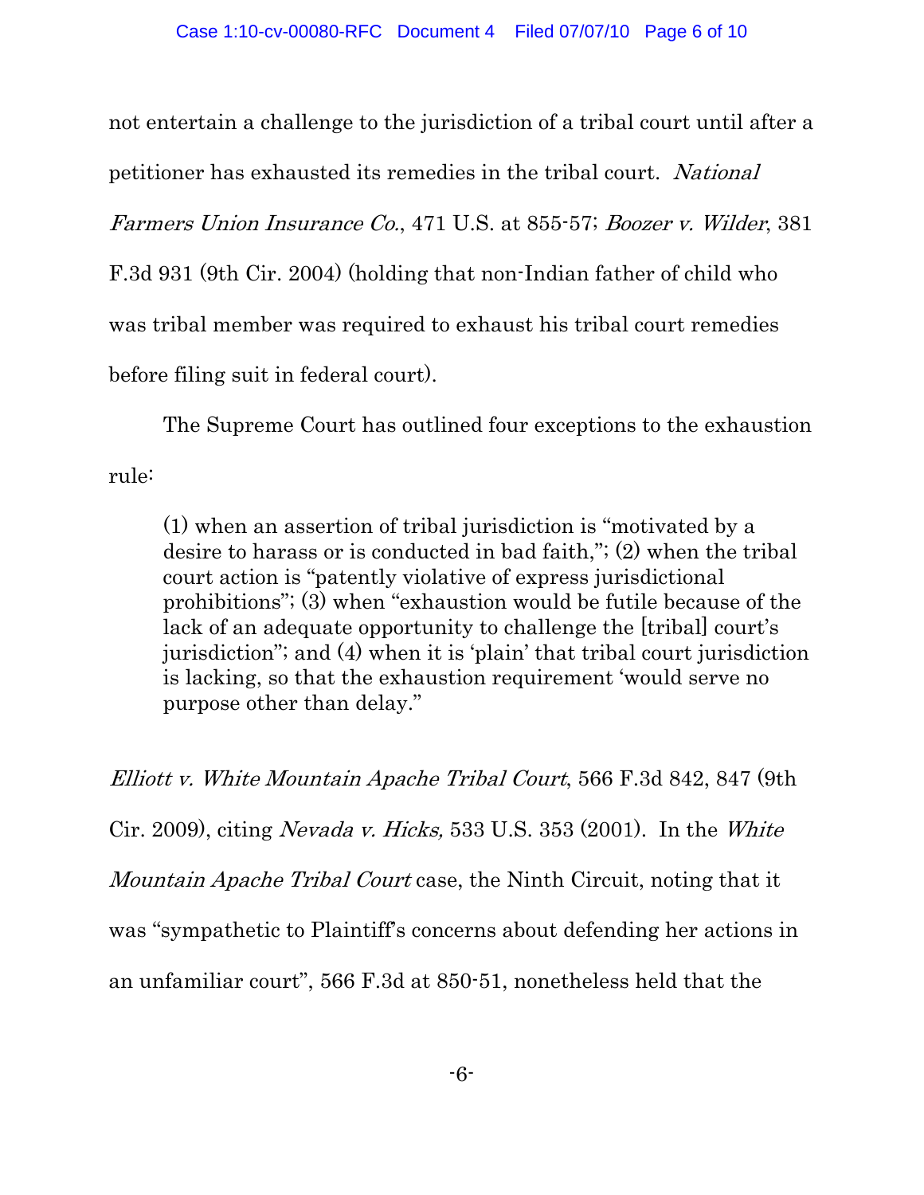not entertain a challenge to the jurisdiction of a tribal court until after a petitioner has exhausted its remedies in the tribal court. *National Farmers Union Insurance Co.*, 471 U.S. at 855-57; *Boozer v. Wilder*, 381 F.3d 931 (9th Cir. 2004) (holding that non-Indian father of child who was tribal member was required to exhaust his tribal court remedies before filing suit in federal court).

The Supreme Court has outlined four exceptions to the exhaustion rule:

> (1) when an assertion of tribal jurisdiction is "motivated by a desire to harass or is conducted in bad faith,"; (2) when the tribal court action is "patently violative of express jurisdictional prohibitions"; (3) when "exhaustion would be futile because of the lack of an adequate opportunity to challenge the [tribal] court's jurisdiction"; and (4) when it is 'plain' that tribal court jurisdiction is lacking, so that the exhaustion requirement 'would serve no purpose other than delay."

*Elliott v. White Mountain Apache Tribal Court*, 566 F.3d 842, 847 (9th Cir. 2009), citing *Nevada v. Hicks,* 533 U.S. 353 (2001). In the *White Mountain Apache Tribal Court* case, the Ninth Circuit, noting that it was "sympathetic to Plaintiff's concerns about defending her actions in an unfamiliar court", 566 F.3d at 850-51, nonetheless held that the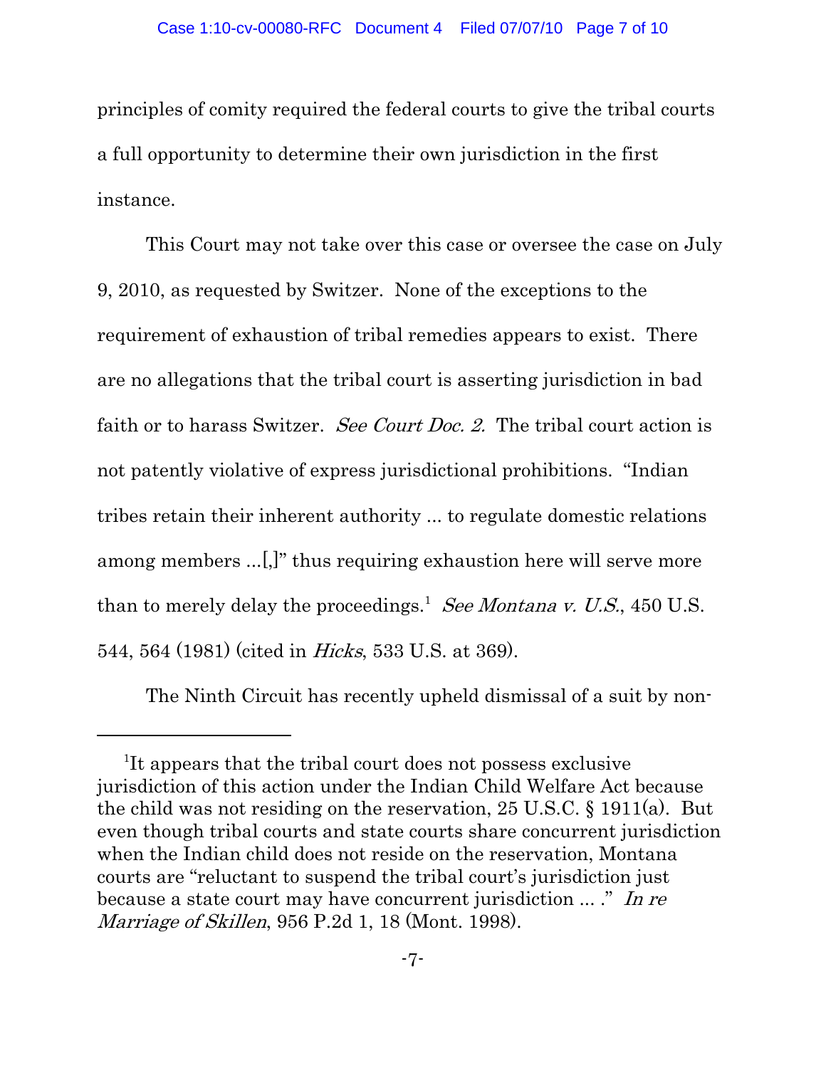principles of comity required the federal courts to give the tribal courts a full opportunity to determine their own jurisdiction in the first instance.

This Court may not take over this case or oversee the case on July 9, 2010, as requested by Switzer. None of the exceptions to the requirement of exhaustion of tribal remedies appears to exist. There are no allegations that the tribal court is asserting jurisdiction in bad faith or to harass Switzer. *See Court Doc. 2.* The tribal court action is not patently violative of express jurisdictional prohibitions. "Indian tribes retain their inherent authority ... to regulate domestic relations among members ...[,]" thus requiring exhaustion here will serve more than to merely delay the proceedings.[1] *See Montana v. U.S.*, 450 U.S. 544, 564 (1981) (cited in *Hicks*, 533 U.S. at 369).

The Ninth Circuit has recently upheld dismissal of a suit by non-

---

[1]It appears that the tribal court does not possess exclusive jurisdiction of this action under the Indian Child Welfare Act because the child was not residing on the reservation, 25 U.S.C. § 1911(a). But even though tribal courts and state courts share concurrent jurisdiction when the Indian child does not reside on the reservation, Montana courts are "reluctant to suspend the tribal court's jurisdiction just because a state court may have concurrent jurisdiction ... ." *In re Marriage of Skillen*, 956 P.2d 1, 18 (Mont. 1998).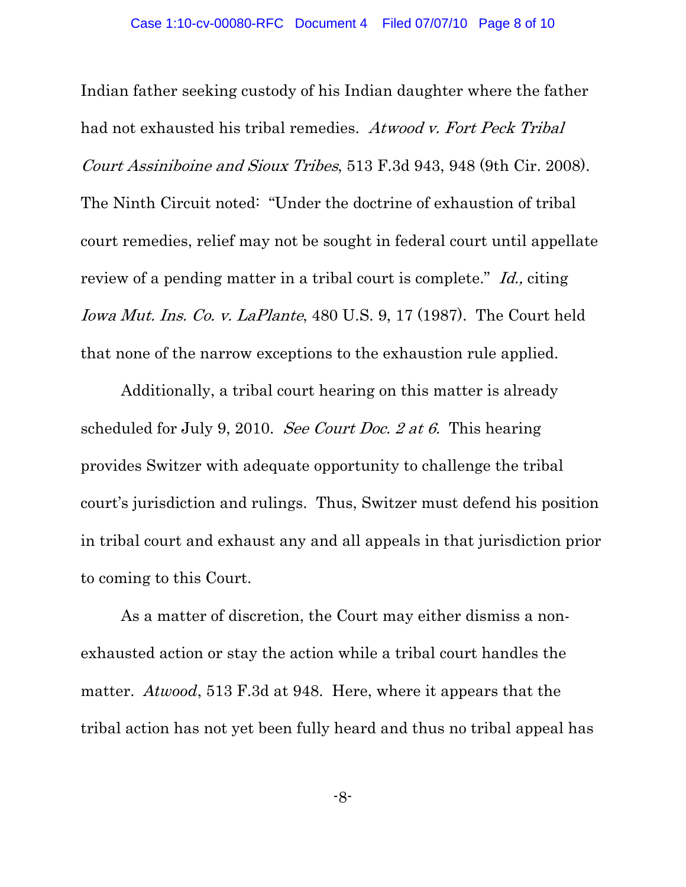Indian father seeking custody of his Indian daughter where the father had not exhausted his tribal remedies. *Atwood v. Fort Peck Tribal Court Assiniboine and Sioux Tribes*, 513 F.3d 943, 948 (9th Cir. 2008). The Ninth Circuit noted: "Under the doctrine of exhaustion of tribal court remedies, relief may not be sought in federal court until appellate review of a pending matter in a tribal court is complete." *Id.,* citing *Iowa Mut. Ins. Co. v. LaPlante*, 480 U.S. 9, 17 (1987). The Court held that none of the narrow exceptions to the exhaustion rule applied.

Additionally, a tribal court hearing on this matter is already scheduled for July 9, 2010. *See Court Doc. 2 at 6.* This hearing provides Switzer with adequate opportunity to challenge the tribal court's jurisdiction and rulings. Thus, Switzer must defend his position in tribal court and exhaust any and all appeals in that jurisdiction prior to coming to this Court.

As a matter of discretion, the Court may either dismiss a non-exhausted action or stay the action while a tribal court handles the matter. *Atwood*, 513 F.3d at 948. Here, where it appears that the tribal action has not yet been fully heard and thus no tribal appeal has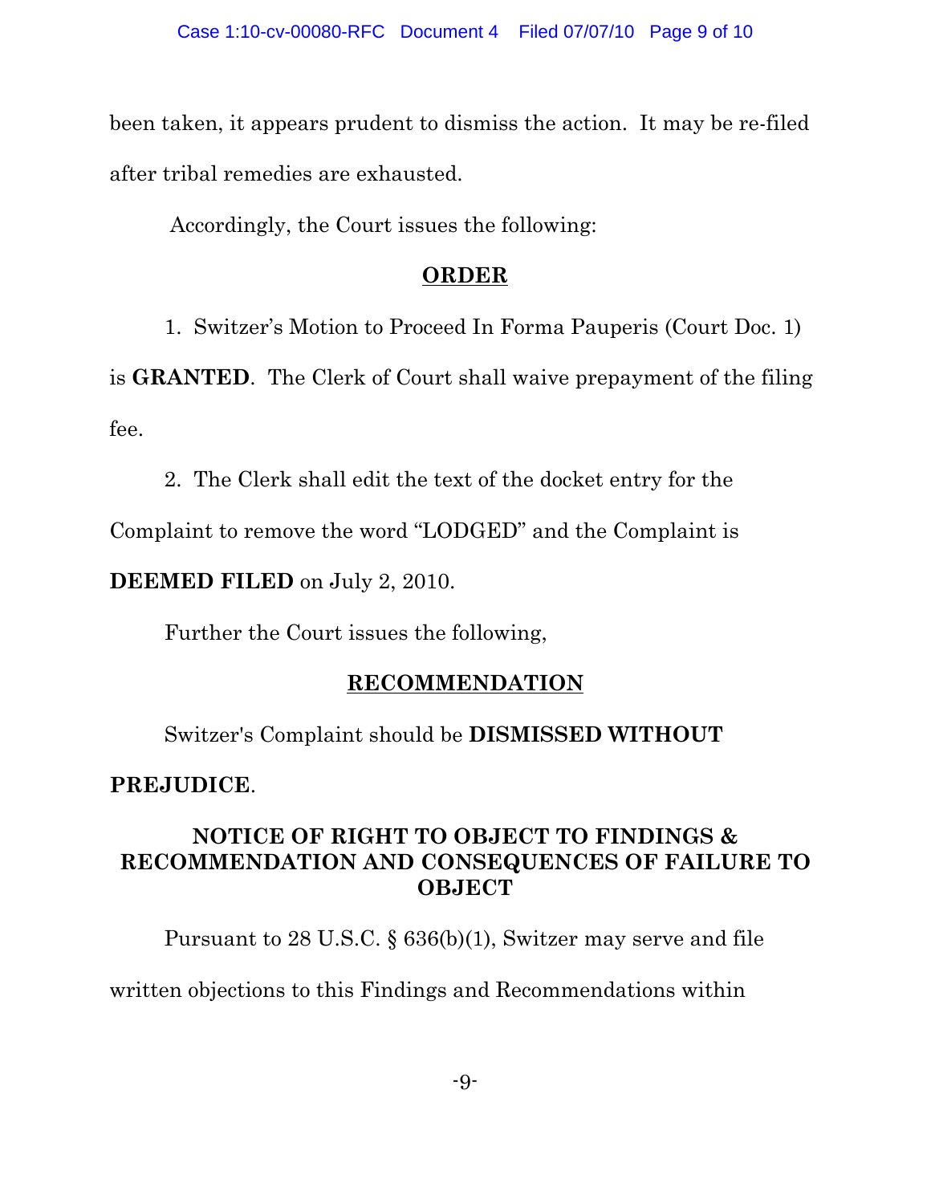been taken, it appears prudent to dismiss the action. It may be re-filed after tribal remedies are exhausted.

Accordingly, the Court issues the following:

## ORDER

1. Switzer's Motion to Proceed In Forma Pauperis (Court Doc. 1) is **GRANTED**. The Clerk of Court shall waive prepayment of the filing fee.

2. The Clerk shall edit the text of the docket entry for the Complaint to remove the word "LODGED" and the Complaint is **DEEMED FILED** on July 2, 2010.

Further the Court issues the following,

## RECOMMENDATION

Switzer's Complaint should be **DISMISSED WITHOUT PREJUDICE**.

## NOTICE OF RIGHT TO OBJECT TO FINDINGS & RECOMMENDATION AND CONSEQUENCES OF FAILURE TO OBJECT

Pursuant to 28 U.S.C. § 636(b)(1), Switzer may serve and file written objections to this Findings and Recommendations within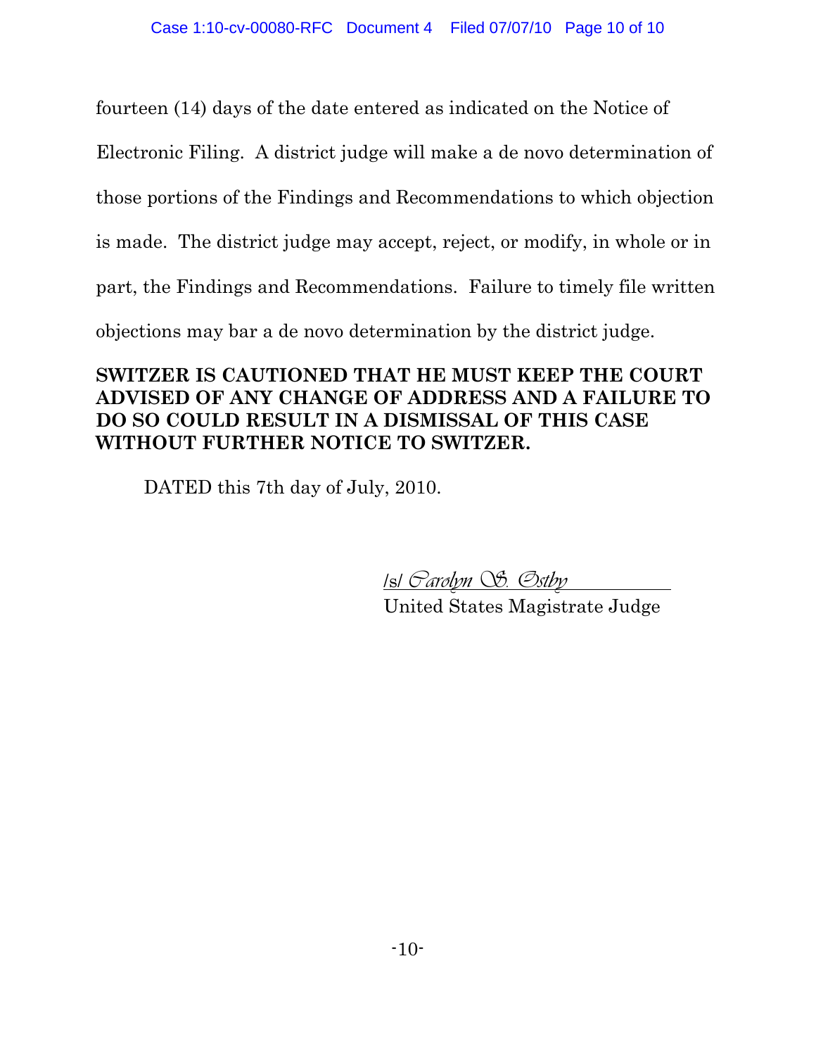fourteen (14) days of the date entered as indicated on the Notice of Electronic Filing. A district judge will make a de novo determination of those portions of the Findings and Recommendations to which objection is made. The district judge may accept, reject, or modify, in whole or in part, the Findings and Recommendations. Failure to timely file written objections may bar a de novo determination by the district judge.

**SWITZER IS CAUTIONED THAT HE MUST KEEP THE COURT ADVISED OF ANY CHANGE OF ADDRESS AND A FAILURE TO DO SO COULD RESULT IN A DISMISSAL OF THIS CASE WITHOUT FURTHER NOTICE TO SWITZER.**

DATED this 7th day of July, 2010.

/s/ *Carolyn S. Ostby*
United States Magistrate Judge